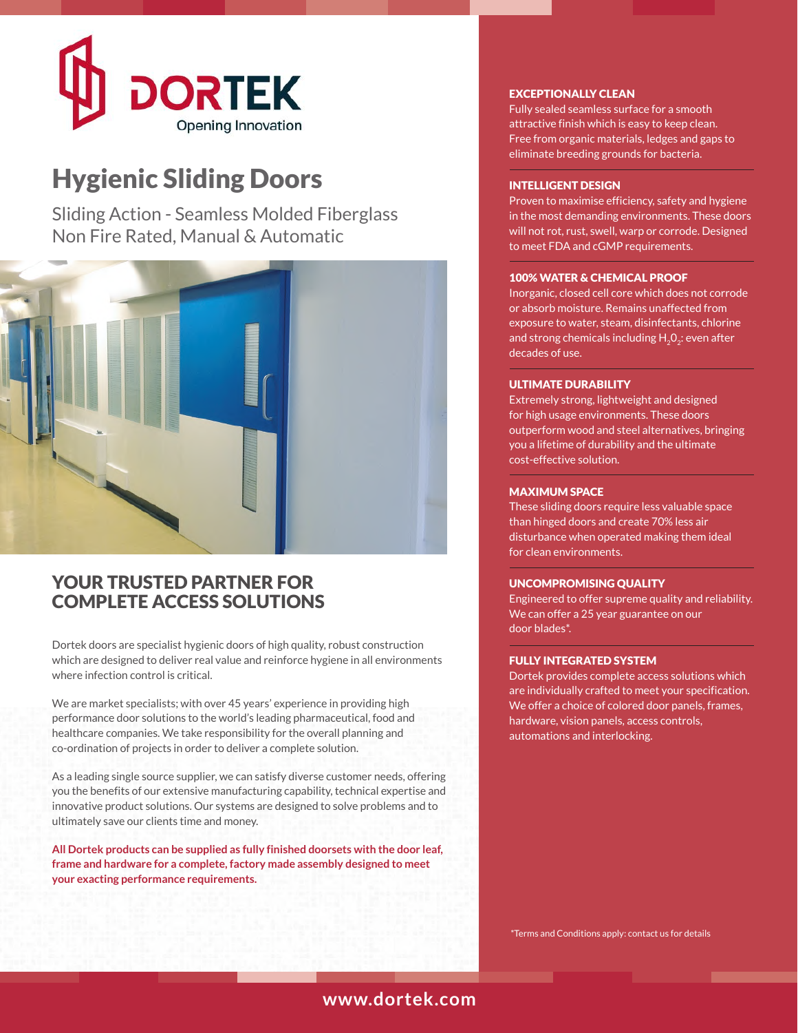DORTEK
Opening Innovation

# Hygienic Sliding Doors

Sliding Action - Seamless Molded Fiberglass
Non Fire Rated, Manual & Automatic

## YOUR TRUSTED PARTNER FOR COMPLETE ACCESS SOLUTIONS

Dortek doors are specialist hygienic doors of high quality, robust construction which are designed to deliver real value and reinforce hygiene in all environments where infection control is critical.

We are market specialists; with over 45 years' experience in providing high performance door solutions to the world's leading pharmaceutical, food and healthcare companies. We take responsibility for the overall planning and co-ordination of projects in order to deliver a complete solution.

As a leading single source supplier, we can satisfy diverse customer needs, offering you the benefits of our extensive manufacturing capability, technical expertise and innovative product solutions. Our systems are designed to solve problems and to ultimately save our clients time and money.

**All Dortek products can be supplied as fully finished doorsets with the door leaf, frame and hardware for a complete, factory made assembly designed to meet your exacting performance requirements.**

### EXCEPTIONALLY CLEAN

Fully sealed seamless surface for a smooth attractive finish which is easy to keep clean. Free from organic materials, ledges and gaps to eliminate breeding grounds for bacteria.

### INTELLIGENT DESIGN

Proven to maximise efficiency, safety and hygiene in the most demanding environments. These doors will not rot, rust, swell, warp or corrode. Designed to meet FDA and cGMP requirements.

### 100% WATER & CHEMICAL PROOF

Inorganic, closed cell core which does not corrode or absorb moisture. Remains unaffected from exposure to water, steam, disinfectants, chlorine and strong chemicals including $H_2O_2$: even after decades of use.

### ULTIMATE DURABILITY

Extremely strong, lightweight and designed for high usage environments. These doors outperform wood and steel alternatives, bringing you a lifetime of durability and the ultimate cost-effective solution.

### MAXIMUM SPACE

These sliding doors require less valuable space than hinged doors and create 70% less air disturbance when operated making them ideal for clean environments.

### UNCOMPROMISING QUALITY

Engineered to offer supreme quality and reliability. We can offer a 25 year guarantee on our door blades*.

### FULLY INTEGRATED SYSTEM

Dortek provides complete access solutions which are individually crafted to meet your specification. We offer a choice of colored door panels, frames, hardware, vision panels, access controls, automations and interlocking.

*Terms and Conditions apply: contact us for details

www.dortek.com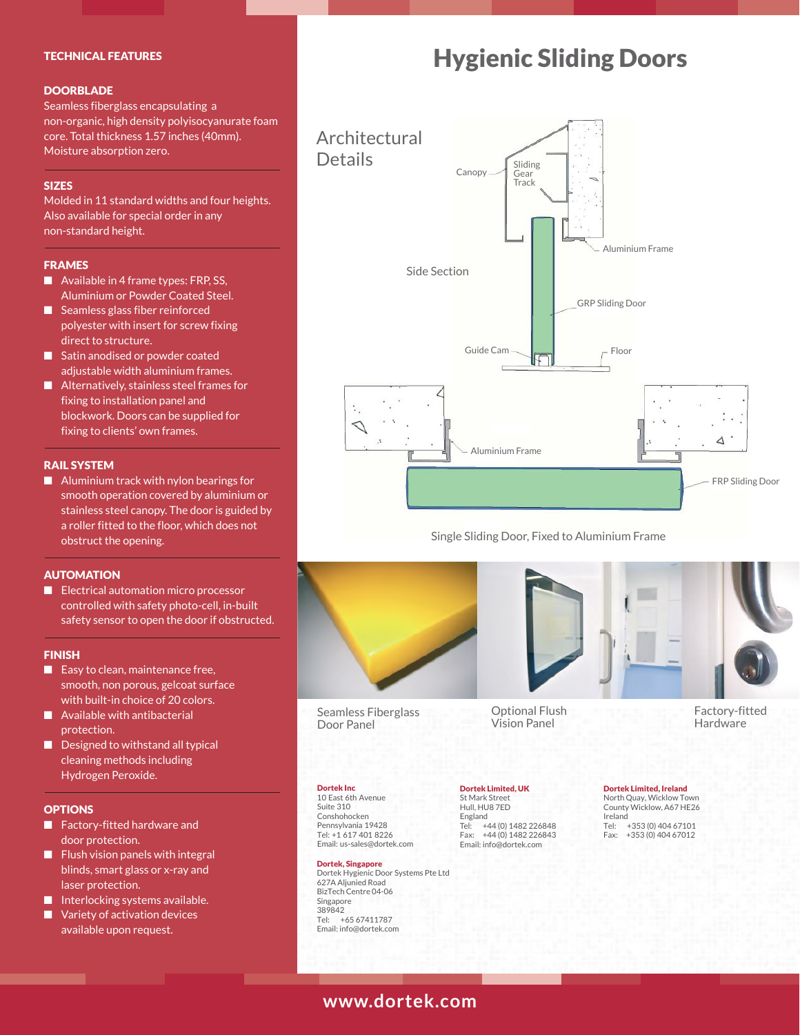## TECHNICAL FEATURES

### DOORBLADE

Seamless fiberglass encapsulating a non-organic, high density polyisocyanurate foam core. Total thickness 1.57 inches (40mm). Moisture absorption zero.

### SIZES

Molded in 11 standard widths and four heights. Also available for special order in any non-standard height.

### FRAMES

- Available in 4 frame types: FRP, SS, Aluminium or Powder Coated Steel.
- Seamless glass fiber reinforced polyester with insert for screw fixing direct to structure.
- Satin anodised or powder coated adjustable width aluminium frames.
- Alternatively, stainless steel frames for fixing to installation panel and blockwork. Doors can be supplied for fixing to clients' own frames.

### RAIL SYSTEM

- Aluminium track with nylon bearings for smooth operation covered by aluminium or stainless steel canopy. The door is guided by a roller fitted to the floor, which does not obstruct the opening.

### AUTOMATION

- Electrical automation micro processor controlled with safety photo-cell, in-built safety sensor to open the door if obstructed.

### FINISH

- Easy to clean, maintenance free, smooth, non porous, gelcoat surface with built-in choice of 20 colors.
- Available with antibacterial protection.
- Designed to withstand all typical cleaning methods including Hydrogen Peroxide.

### OPTIONS

- Factory-fitted hardware and door protection.
- Flush vision panels with integral blinds, smart glass or x-ray and laser protection.
- Interlocking systems available.
- Variety of activation devices available upon request.

# Hygienic Sliding Doors

## Architectural Details

Canopy
Sliding Gear Track
Aluminium Frame
Side Section
GRP Sliding Door
Guide Cam
Floor
Aluminium Frame
FRP Sliding Door

Single Sliding Door, Fixed to Aluminium Frame

Seamless Fiberglass Door Panel

Optional Flush Vision Panel

Factory-fitted Hardware

**Dortek Inc**
10 East 6th Avenue
Suite 310
Conshohocken
Pennsylvania 19428
Tel: +1 617 401 8226
Email: us-sales@dortek.com

**Dortek Limited, UK**
St Mark Street
Hull, HU8 7ED
England
Tel: +44 (0) 1482 226848
Fax: +44 (0) 1482 226843
Email: info@dortek.com

**Dortek Limited, Ireland**
North Quay, Wicklow Town
County Wicklow, A67 HE26
Ireland
Tel: +353 (0) 404 67101
Fax: +353 (0) 404 67012

**Dortek, Singapore**
Dortek Hygienic Door Systems Pte Ltd
627A Aljunied Road
BizTech Centre 04-06
Singapore
389842
Tel: +65 67411787
Email: info@dortek.com

**www.dortek.com**